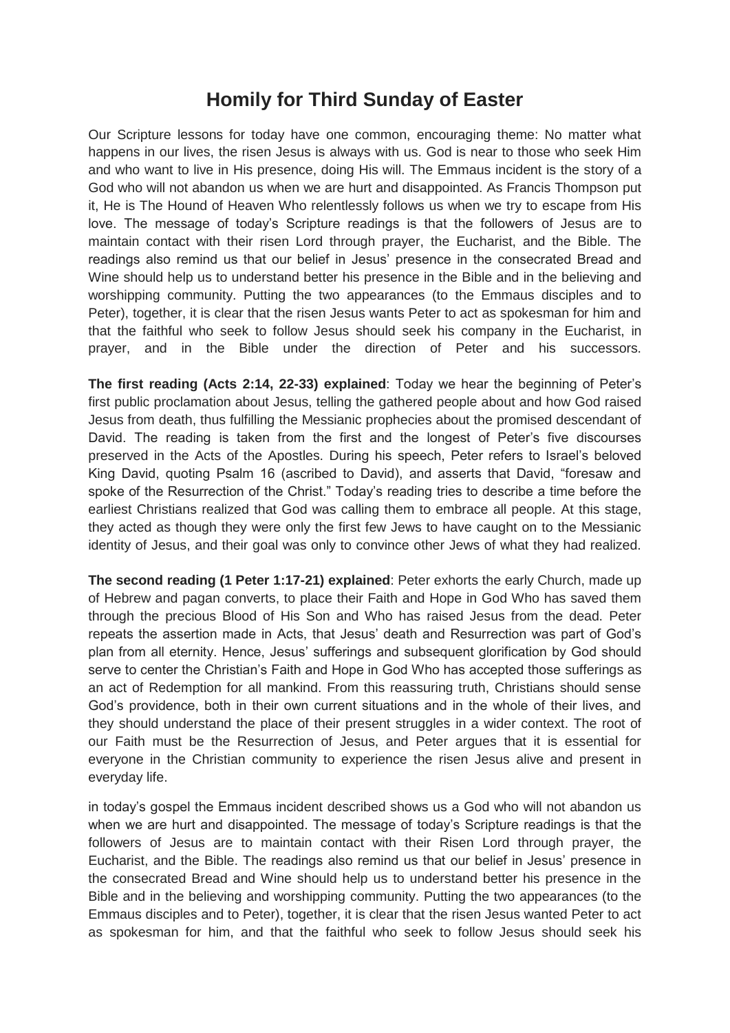# Homily for Third Sunday of Easter

Our Scripture lessons for today have one common, encouraging theme: No matter what happens in our lives, the risen Jesus is always with us. God is near to those who seek Him and who want to live in His presence, doing His will. The Emmaus incident is the story of a God who will not abandon us when we are hurt and disappointed. As Francis Thompson put it, He is The Hound of Heaven Who relentlessly follows us when we try to escape from His love. The message of today's Scripture readings is that the followers of Jesus are to maintain contact with their risen Lord through prayer, the Eucharist, and the Bible. The readings also remind us that our belief in Jesus' presence in the consecrated Bread and Wine should help us to understand better his presence in the Bible and in the believing and worshipping community. Putting the two appearances (to the Emmaus disciples and to Peter), together, it is clear that the risen Jesus wants Peter to act as spokesman for him and that the faithful who seek to follow Jesus should seek his company in the Eucharist, in prayer, and in the Bible under the direction of Peter and his successors.

**The first reading (Acts 2:14, 22-33) explained**: Today we hear the beginning of Peter's first public proclamation about Jesus, telling the gathered people about and how God raised Jesus from death, thus fulfilling the Messianic prophecies about the promised descendant of David. The reading is taken from the first and the longest of Peter's five discourses preserved in the Acts of the Apostles. During his speech, Peter refers to Israel's beloved King David, quoting Psalm 16 (ascribed to David), and asserts that David, "foresaw and spoke of the Resurrection of the Christ." Today's reading tries to describe a time before the earliest Christians realized that God was calling them to embrace all people. At this stage, they acted as though they were only the first few Jews to have caught on to the Messianic identity of Jesus, and their goal was only to convince other Jews of what they had realized.

**The second reading (1 Peter 1:17-21) explained**: Peter exhorts the early Church, made up of Hebrew and pagan converts, to place their Faith and Hope in God Who has saved them through the precious Blood of His Son and Who has raised Jesus from the dead. Peter repeats the assertion made in Acts, that Jesus' death and Resurrection was part of God's plan from all eternity. Hence, Jesus' sufferings and subsequent glorification by God should serve to center the Christian's Faith and Hope in God Who has accepted those sufferings as an act of Redemption for all mankind. From this reassuring truth, Christians should sense God's providence, both in their own current situations and in the whole of their lives, and they should understand the place of their present struggles in a wider context. The root of our Faith must be the Resurrection of Jesus, and Peter argues that it is essential for everyone in the Christian community to experience the risen Jesus alive and present in everyday life.

in today's gospel the Emmaus incident described shows us a God who will not abandon us when we are hurt and disappointed. The message of today's Scripture readings is that the followers of Jesus are to maintain contact with their Risen Lord through prayer, the Eucharist, and the Bible. The readings also remind us that our belief in Jesus' presence in the consecrated Bread and Wine should help us to understand better his presence in the Bible and in the believing and worshipping community. Putting the two appearances (to the Emmaus disciples and to Peter), together, it is clear that the risen Jesus wanted Peter to act as spokesman for him, and that the faithful who seek to follow Jesus should seek his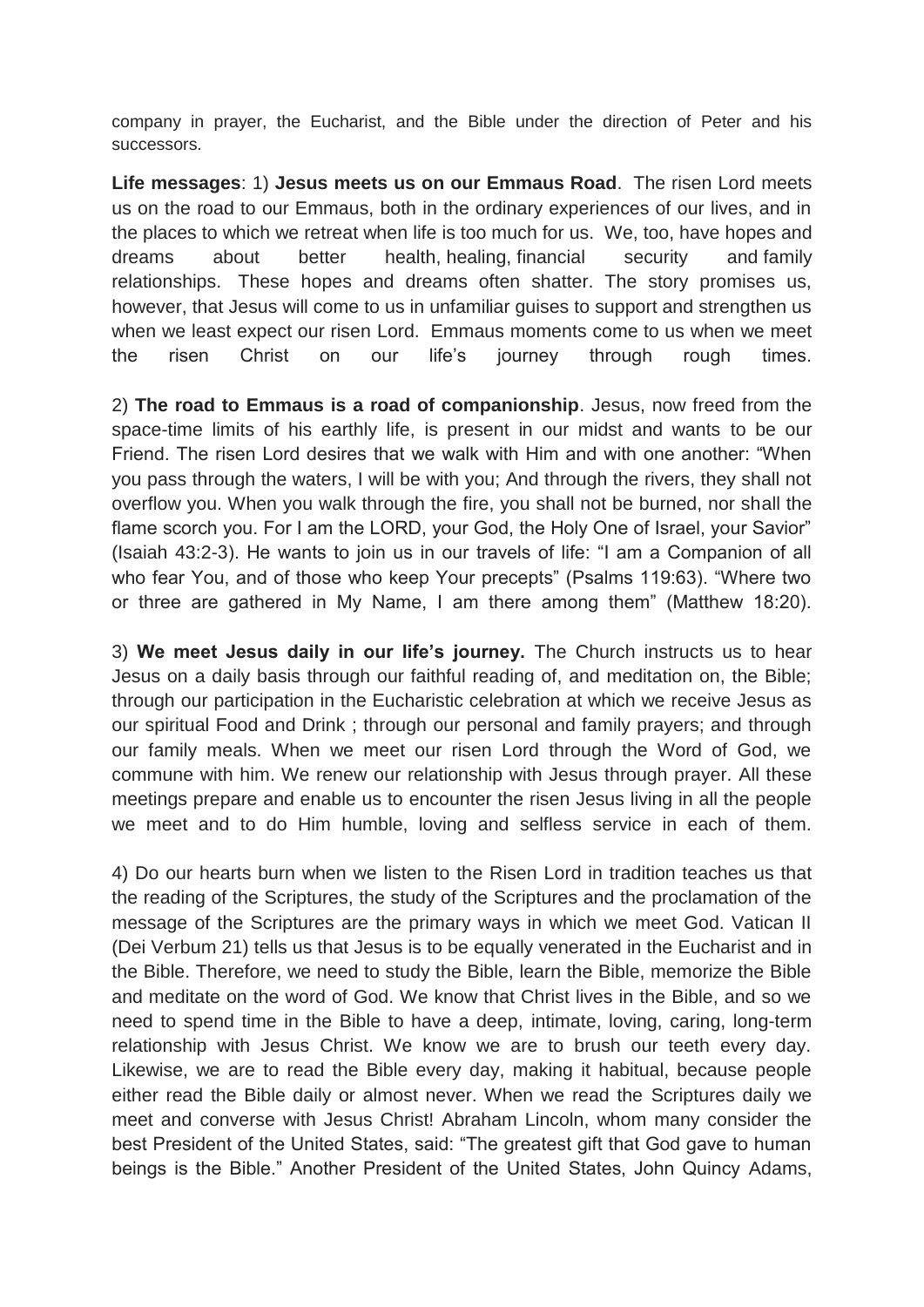company in prayer, the Eucharist, and the Bible under the direction of Peter and his successors.

**Life messages**: 1) **Jesus meets us on our Emmaus Road**. The risen Lord meets us on the road to our Emmaus, both in the ordinary experiences of our lives, and in the places to which we retreat when life is too much for us. We, too, have hopes and dreams about better health, healing, financial security and family relationships. These hopes and dreams often shatter. The story promises us, however, that Jesus will come to us in unfamiliar guises to support and strengthen us when we least expect our risen Lord. Emmaus moments come to us when we meet the risen Christ on our life's journey through rough times.

2) **The road to Emmaus is a road of companionship**. Jesus, now freed from the space-time limits of his earthly life, is present in our midst and wants to be our Friend. The risen Lord desires that we walk with Him and with one another: "When you pass through the waters, I will be with you; And through the rivers, they shall not overflow you. When you walk through the fire, you shall not be burned, nor shall the flame scorch you. For I am the LORD, your God, the Holy One of Israel, your Savior" (Isaiah 43:2-3). He wants to join us in our travels of life: "I am a Companion of all who fear You, and of those who keep Your precepts" (Psalms 119:63). "Where two or three are gathered in My Name, I am there among them" (Matthew 18:20).

3) **We meet Jesus daily in our life's journey.** The Church instructs us to hear Jesus on a daily basis through our faithful reading of, and meditation on, the Bible; through our participation in the Eucharistic celebration at which we receive Jesus as our spiritual Food and Drink ; through our personal and family prayers; and through our family meals. When we meet our risen Lord through the Word of God, we commune with him. We renew our relationship with Jesus through prayer. All these meetings prepare and enable us to encounter the risen Jesus living in all the people we meet and to do Him humble, loving and selfless service in each of them.

4) Do our hearts burn when we listen to the Risen Lord in tradition teaches us that the reading of the Scriptures, the study of the Scriptures and the proclamation of the message of the Scriptures are the primary ways in which we meet God. Vatican II (Dei Verbum 21) tells us that Jesus is to be equally venerated in the Eucharist and in the Bible. Therefore, we need to study the Bible, learn the Bible, memorize the Bible and meditate on the word of God. We know that Christ lives in the Bible, and so we need to spend time in the Bible to have a deep, intimate, loving, caring, long-term relationship with Jesus Christ. We know we are to brush our teeth every day. Likewise, we are to read the Bible every day, making it habitual, because people either read the Bible daily or almost never. When we read the Scriptures daily we meet and converse with Jesus Christ! Abraham Lincoln, whom many consider the best President of the United States, said: "The greatest gift that God gave to human beings is the Bible." Another President of the United States, John Quincy Adams,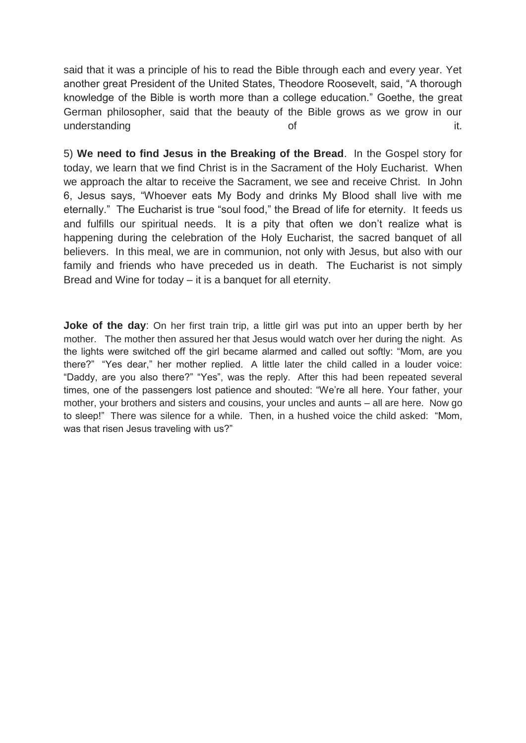said that it was a principle of his to read the Bible through each and every year. Yet another great President of the United States, Theodore Roosevelt, said, "A thorough knowledge of the Bible is worth more than a college education." Goethe, the great German philosopher, said that the beauty of the Bible grows as we grow in our understanding of it.

5) **We need to find Jesus in the Breaking of the Bread**. In the Gospel story for today, we learn that we find Christ is in the Sacrament of the Holy Eucharist. When we approach the altar to receive the Sacrament, we see and receive Christ. In John 6, Jesus says, "Whoever eats My Body and drinks My Blood shall live with me eternally." The Eucharist is true "soul food," the Bread of life for eternity. It feeds us and fulfills our spiritual needs. It is a pity that often we don't realize what is happening during the celebration of the Holy Eucharist, the sacred banquet of all believers. In this meal, we are in communion, not only with Jesus, but also with our family and friends who have preceded us in death. The Eucharist is not simply Bread and Wine for today – it is a banquet for all eternity.

**Joke of the day**: On her first train trip, a little girl was put into an upper berth by her mother. The mother then assured her that Jesus would watch over her during the night. As the lights were switched off the girl became alarmed and called out softly: "Mom, are you there?" "Yes dear," her mother replied. A little later the child called in a louder voice: "Daddy, are you also there?" "Yes", was the reply. After this had been repeated several times, one of the passengers lost patience and shouted: "We're all here. Your father, your mother, your brothers and sisters and cousins, your uncles and aunts – all are here. Now go to sleep!" There was silence for a while. Then, in a hushed voice the child asked: "Mom, was that risen Jesus traveling with us?"